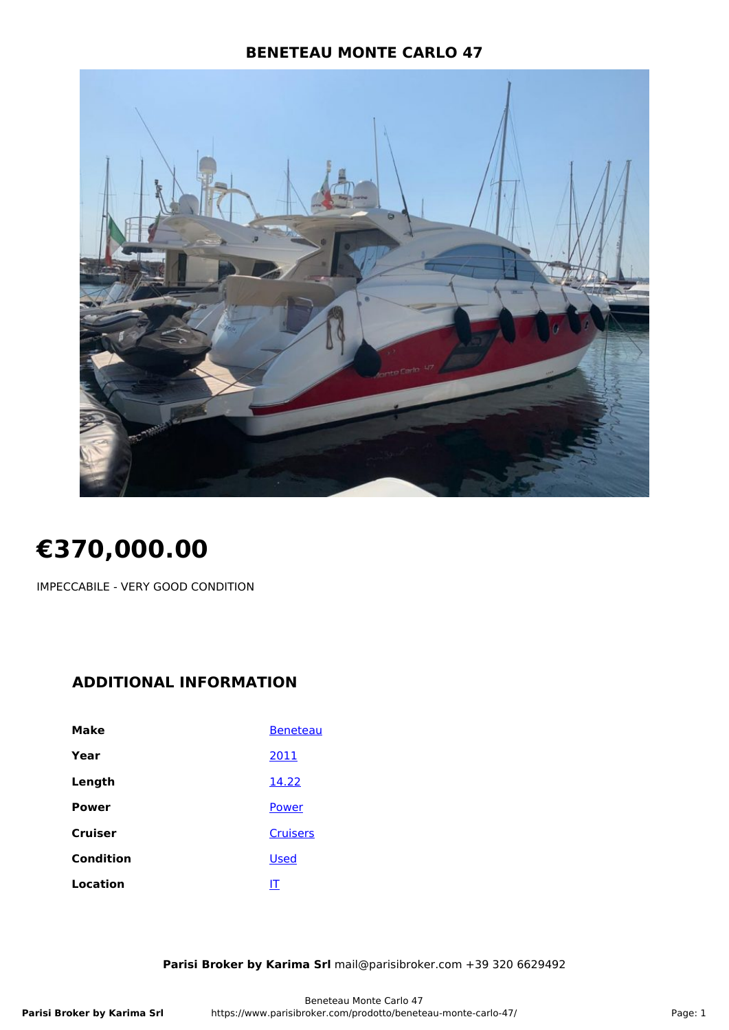# BENETEAU MONTE CARLO 47

# €370,000.00

IMPECCABILE - VERY GOOD CONDITION

## ADDITIONAL INFORMATION

| | |
|---|---|
| **Make** | Beneteau |
| **Year** | 2011 |
| **Length** | 14.22 |
| **Power** | Power |
| **Cruiser** | Cruisers |
| **Condition** | Used |
| **Location** | IT |

**Parisi Broker by Karima Srl** mail@parisibroker.com +39 320 6629492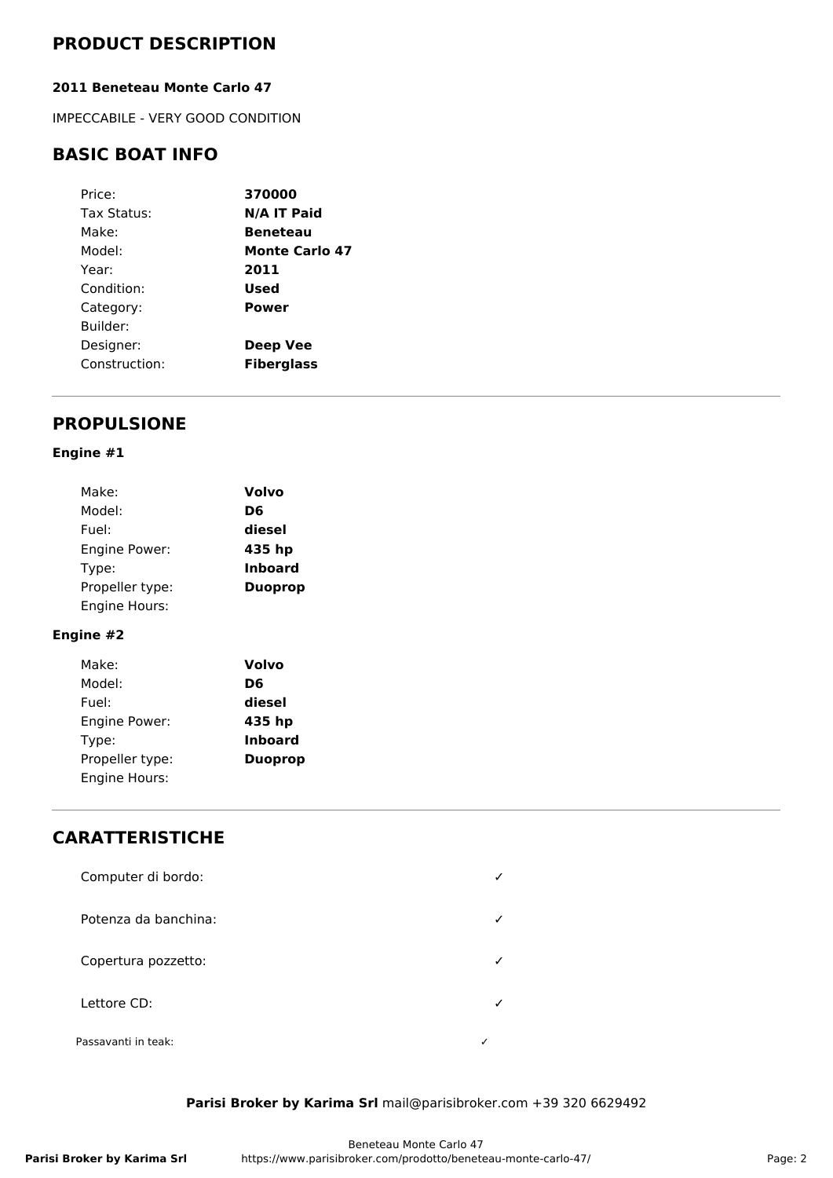# PRODUCT DESCRIPTION

**2011 Beneteau Monte Carlo 47**

IMPECCABILE - VERY GOOD CONDITION

## BASIC BOAT INFO

| | |
|---|---|
| Price: | **370000** |
| Tax Status: | **N/A IT Paid** |
| Make: | **Beneteau** |
| Model: | **Monte Carlo 47** |
| Year: | **2011** |
| Condition: | **Used** |
| Category: | **Power** |
| Builder: | |
| Designer: | **Deep Vee** |
| Construction: | **Fiberglass** |

---

## PROPULSIONE

### Engine #1

| | |
|---|---|
| Make: | **Volvo** |
| Model: | **D6** |
| Fuel: | **diesel** |
| Engine Power: | **435 hp** |
| Type: | **Inboard** |
| Propeller type: | **Duoprop** |
| Engine Hours: | |

### Engine #2

| | |
|---|---|
| Make: | **Volvo** |
| Model: | **D6** |
| Fuel: | **diesel** |
| Engine Power: | **435 hp** |
| Type: | **Inboard** |
| Propeller type: | **Duoprop** |
| Engine Hours: | |

---

## CARATTERISTICHE

| | |
|---|---|
| Computer di bordo: | ✓ |
| Potenza da banchina: | ✓ |
| Copertura pozzetto: | ✓ |
| Lettore CD: | ✓ |
| Passavanti in teak: | ✓ |

**Parisi Broker by Karima Srl** mail@parisibroker.com +39 320 6629492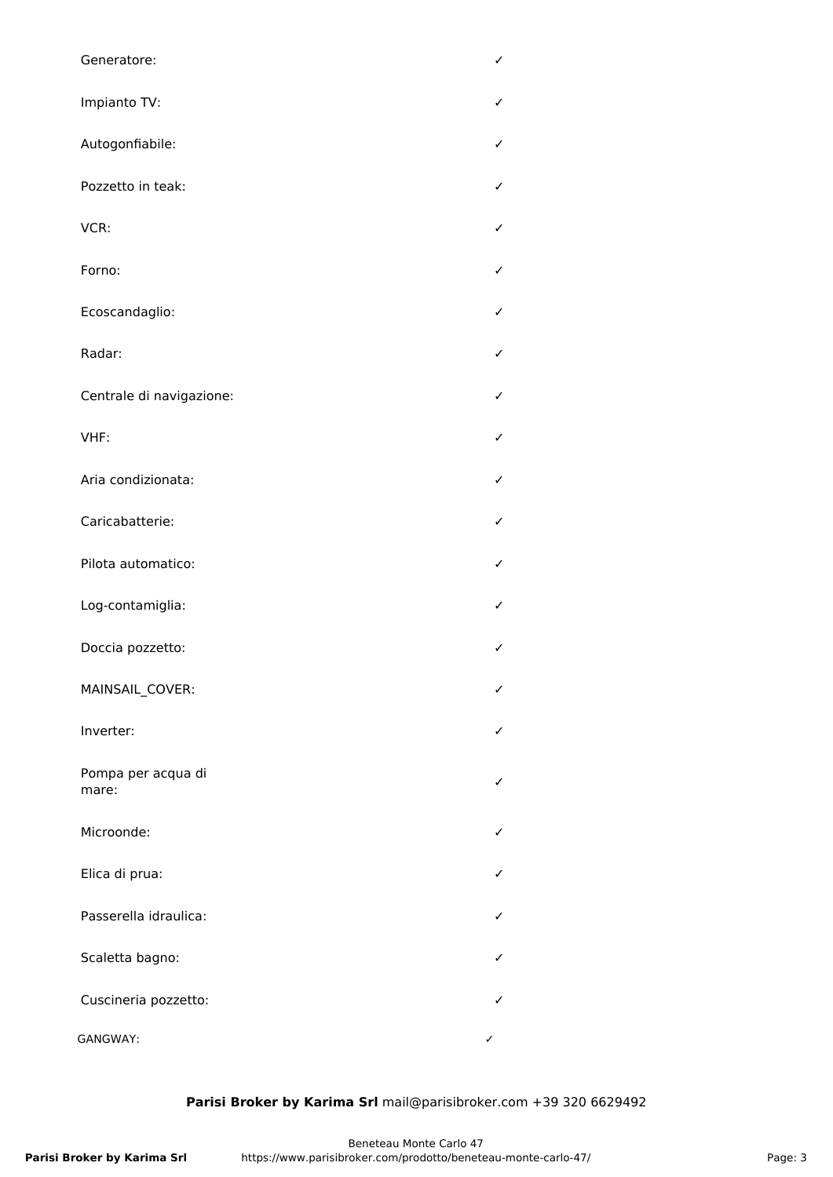| | |
|---|---|
| Generatore: | ✓ |
| Impianto TV: | ✓ |
| Autogonfiabile: | ✓ |
| Pozzetto in teak: | ✓ |
| VCR: | ✓ |
| Forno: | ✓ |
| Ecoscandaglio: | ✓ |
| Radar: | ✓ |
| Centrale di navigazione: | ✓ |
| VHF: | ✓ |
| Aria condizionata: | ✓ |
| Caricabatterie: | ✓ |
| Pilota automatico: | ✓ |
| Log-contamiglia: | ✓ |
| Doccia pozzetto: | ✓ |
| MAINSAIL_COVER: | ✓ |
| Inverter: | ✓ |
| Pompa per acqua di mare: | ✓ |
| Microonde: | ✓ |
| Elica di prua: | ✓ |
| Passerella idraulica: | ✓ |
| Scaletta bagno: | ✓ |
| Cuscineria pozzetto: | ✓ |
| GANGWAY: | ✓ |

**Parisi Broker by Karima Srl** mail@parisibroker.com +39 320 6629492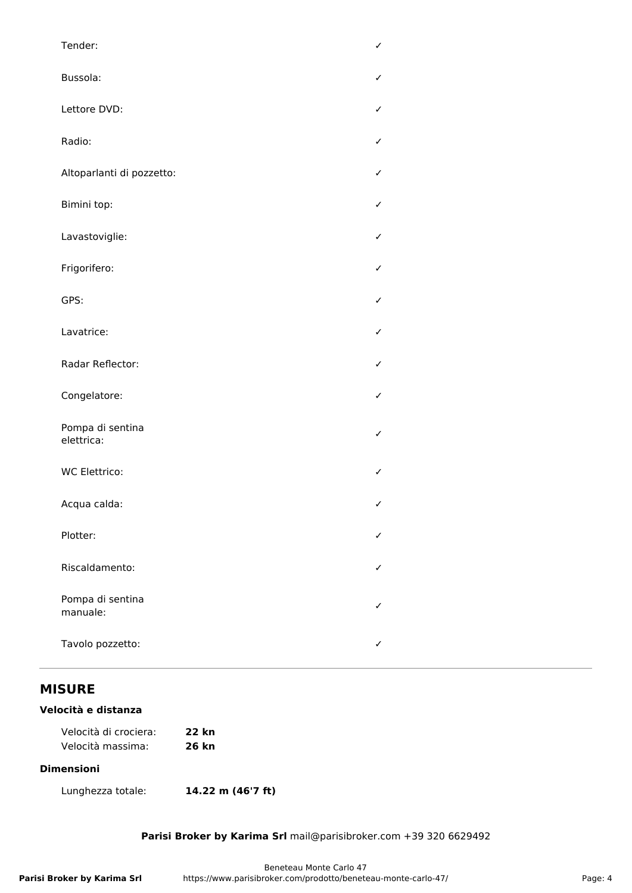| | |
|---|---|
| Tender: | ✓ |
| Bussola: | ✓ |
| Lettore DVD: | ✓ |
| Radio: | ✓ |
| Altoparlanti di pozzetto: | ✓ |
| Bimini top: | ✓ |
| Lavastoviglie: | ✓ |
| Frigorifero: | ✓ |
| GPS: | ✓ |
| Lavatrice: | ✓ |
| Radar Reflector: | ✓ |
| Congelatore: | ✓ |
| Pompa di sentina elettrica: | ✓ |
| WC Elettrico: | ✓ |
| Acqua calda: | ✓ |
| Plotter: | ✓ |
| Riscaldamento: | ✓ |
| Pompa di sentina manuale: | ✓ |
| Tavolo pozzetto: | ✓ |

## MISURE

### Velocità e distanza

Velocità di crociera: **22 kn**
Velocità massima: **26 kn**

### Dimensioni

Lunghezza totale: **14.22 m (46'7 ft)**

**Parisi Broker by Karima Srl** mail@parisibroker.com +39 320 6629492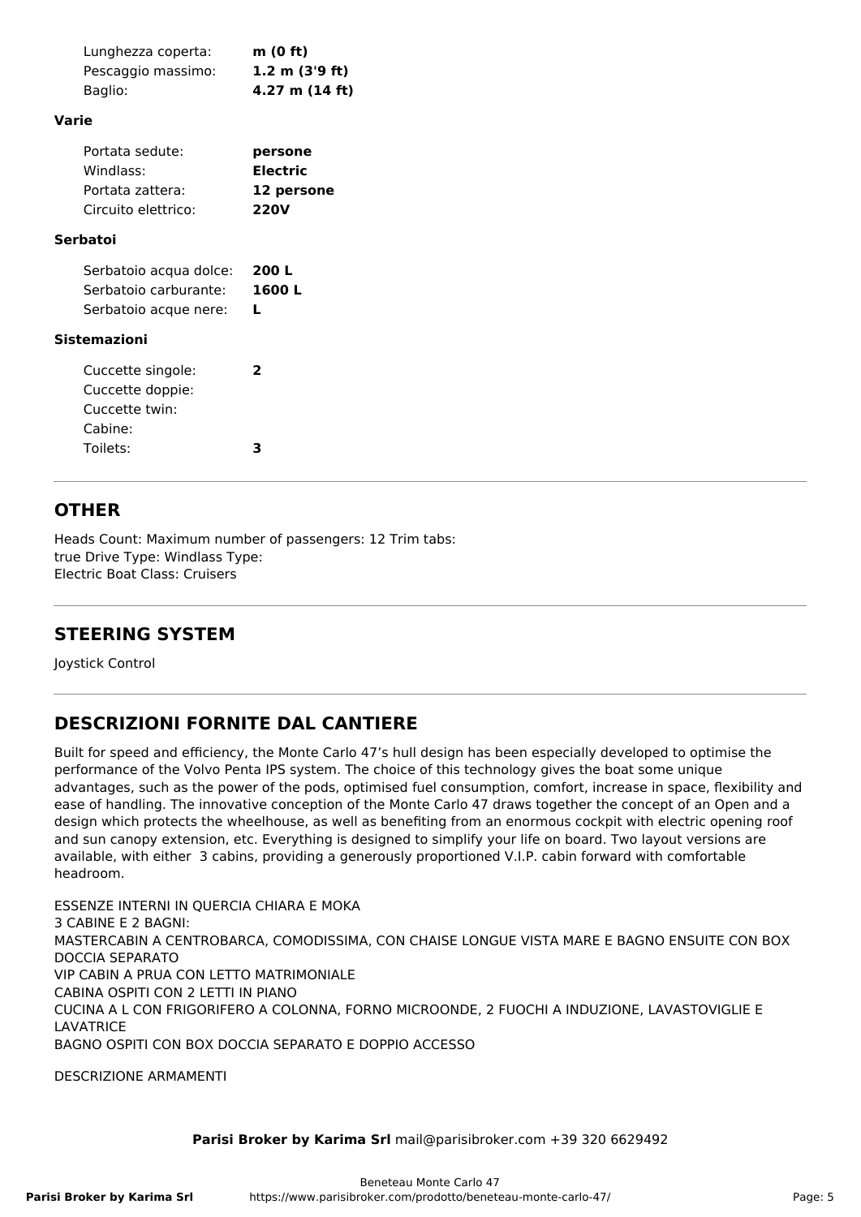| | |
|---|---|
| Lunghezza coperta: | **m (0 ft)** |
| Pescaggio massimo: | **1.2 m (3'9 ft)** |
| Baglio: | **4.27 m (14 ft)** |

**Varie**

| | |
|---|---|
| Portata sedute: | **persone** |
| Windlass: | **Electric** |
| Portata zattera: | **12 persone** |
| Circuito elettrico: | **220V** |

**Serbatoi**

| | |
|---|---|
| Serbatoio acqua dolce: | **200 L** |
| Serbatoio carburante: | **1600 L** |
| Serbatoio acque nere: | **L** |

**Sistemazioni**

| | |
|---|---|
| Cuccette singole: | **2** |
| Cuccette doppie: | |
| Cuccette twin: | |
| Cabine: | |
| Toilets: | **3** |

## OTHER

Heads Count: Maximum number of passengers: 12 Trim tabs:
true Drive Type: Windlass Type:
Electric Boat Class: Cruisers

## STEERING SYSTEM

Joystick Control

## DESCRIZIONI FORNITE DAL CANTIERE

Built for speed and efficiency, the Monte Carlo 47's hull design has been especially developed to optimise the performance of the Volvo Penta IPS system. The choice of this technology gives the boat some unique advantages, such as the power of the pods, optimised fuel consumption, comfort, increase in space, flexibility and ease of handling. The innovative conception of the Monte Carlo 47 draws together the concept of an Open and a design which protects the wheelhouse, as well as benefiting from an enormous cockpit with electric opening roof and sun canopy extension, etc. Everything is designed to simplify your life on board. Two layout versions are available, with either 3 cabins, providing a generously proportioned V.I.P. cabin forward with comfortable headroom.

ESSENZE INTERNI IN QUERCIA CHIARA E MOKA
3 CABINE E 2 BAGNI:
MASTERCABIN A CENTROBARCA, COMODISSIMA, CON CHAISE LONGUE VISTA MARE E BAGNO ENSUITE CON BOX DOCCIA SEPARATO
VIP CABIN A PRUA CON LETTO MATRIMONIALE
CABINA OSPITI CON 2 LETTI IN PIANO
CUCINA A L CON FRIGORIFERO A COLONNA, FORNO MICROONDE, 2 FUOCHI A INDUZIONE, LAVASTOVIGLIE E LAVATRICE
BAGNO OSPITI CON BOX DOCCIA SEPARATO E DOPPIO ACCESSO

DESCRIZIONE ARMAMENTI

**Parisi Broker by Karima Srl** mail@parisibroker.com +39 320 6629492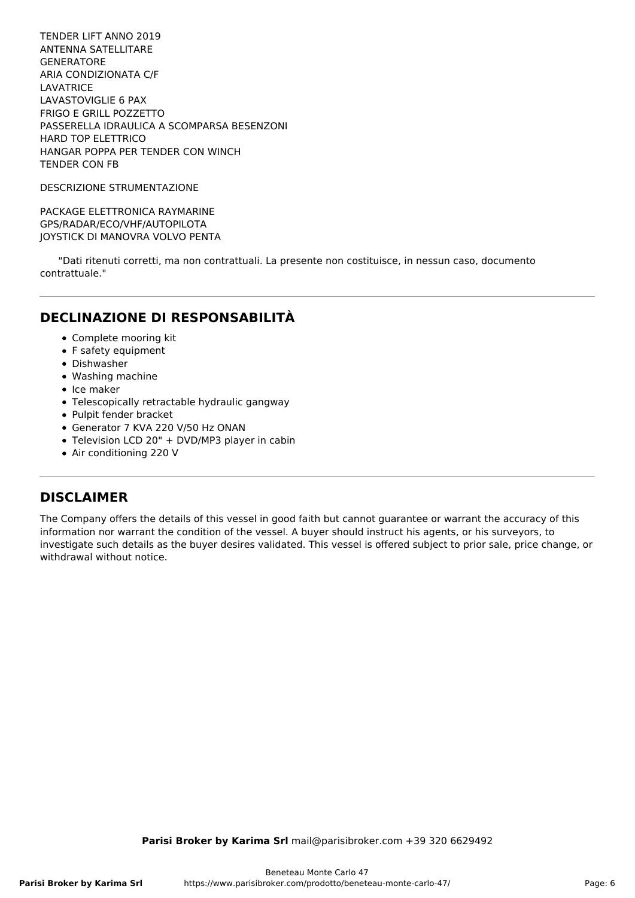TENDER LIFT ANNO 2019
ANTENNA SATELLITARE
GENERATORE
ARIA CONDIZIONATA C/F
LAVATRICE
LAVASTOVIGLIE 6 PAX
FRIGO E GRILL POZZETTO
PASSERELLA IDRAULICA A SCOMPARSA BESENZONI
HARD TOP ELETTRICO
HANGAR POPPA PER TENDER CON WINCH
TENDER CON FB

DESCRIZIONE STRUMENTAZIONE

PACKAGE ELETTRONICA RAYMARINE
GPS/RADAR/ECO/VHF/AUTOPILOTA
JOYSTICK DI MANOVRA VOLVO PENTA

"Dati ritenuti corretti, ma non contrattuali. La presente non costituisce, in nessun caso, documento contrattuale."

## DECLINAZIONE DI RESPONSABILITÀ

- Complete mooring kit
- F safety equipment
- Dishwasher
- Washing machine
- Ice maker
- Telescopically retractable hydraulic gangway
- Pulpit fender bracket
- Generator 7 KVA 220 V/50 Hz ONAN
- Television LCD 20" + DVD/MP3 player in cabin
- Air conditioning 220 V

## DISCLAIMER

The Company offers the details of this vessel in good faith but cannot guarantee or warrant the accuracy of this information nor warrant the condition of the vessel. A buyer should instruct his agents, or his surveyors, to investigate such details as the buyer desires validated. This vessel is offered subject to prior sale, price change, or withdrawal without notice.

**Parisi Broker by Karima Srl** mail@parisibroker.com +39 320 6629492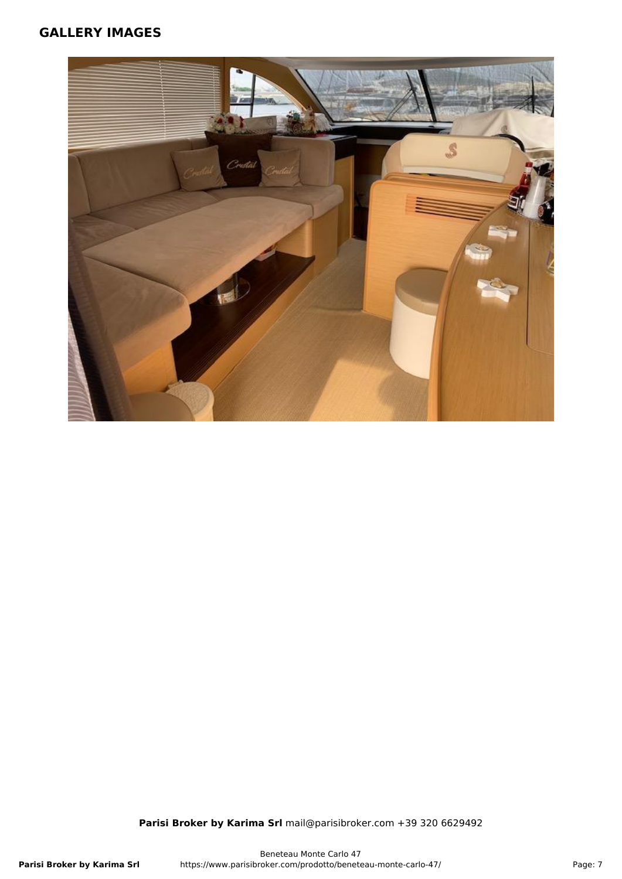## GALLERY IMAGES

**Parisi Broker by Karima Srl** mail@parisibroker.com +39 320 6629492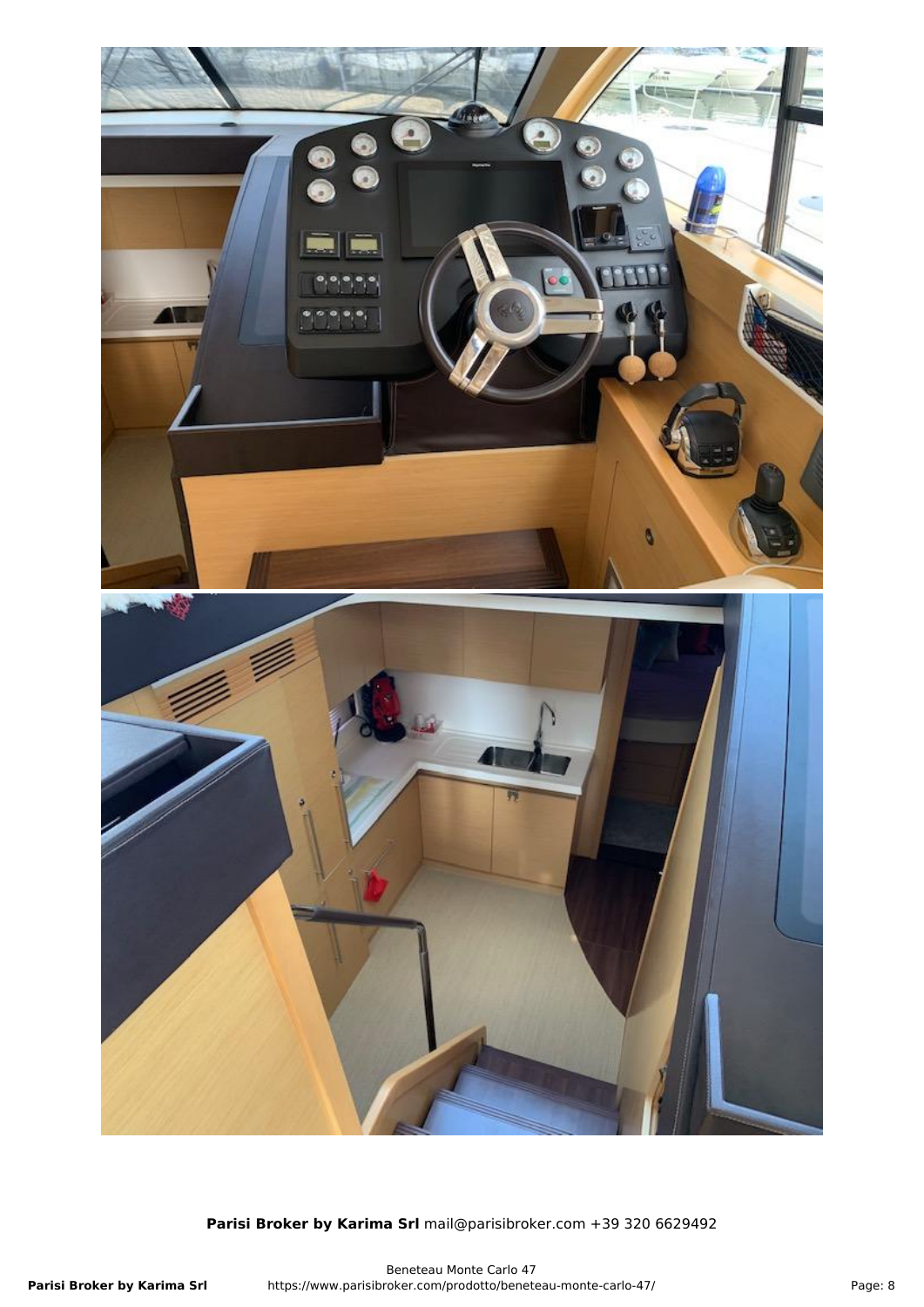**Parisi Broker by Karima Srl** mail@parisibroker.com +39 320 6629492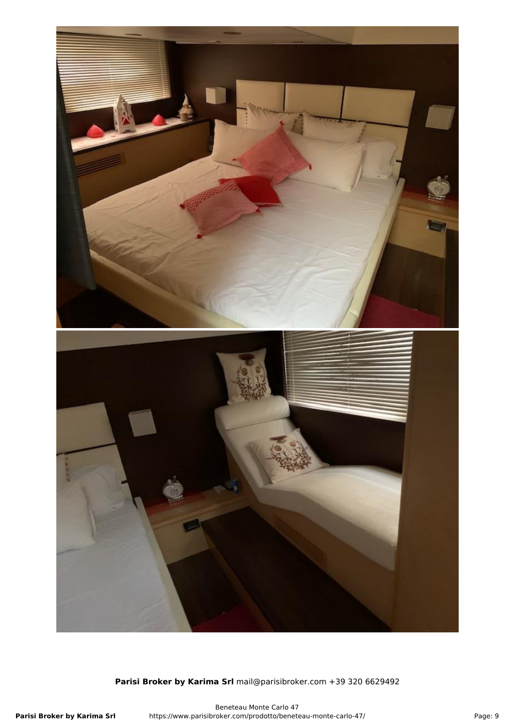**Parisi Broker by Karima Srl** mail@parisibroker.com +39 320 6629492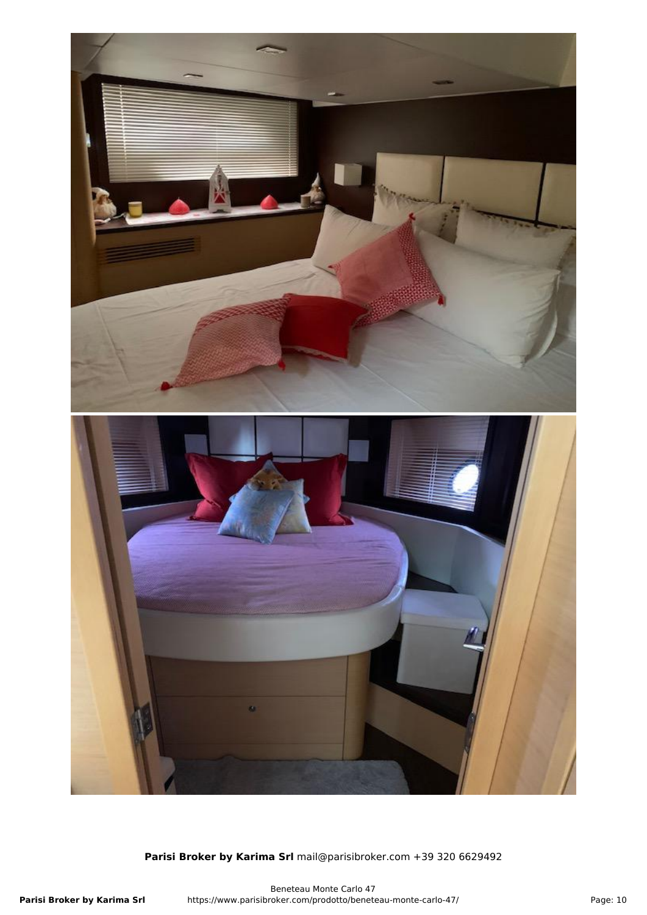**Parisi Broker by Karima Srl** mail@parisibroker.com +39 320 6629492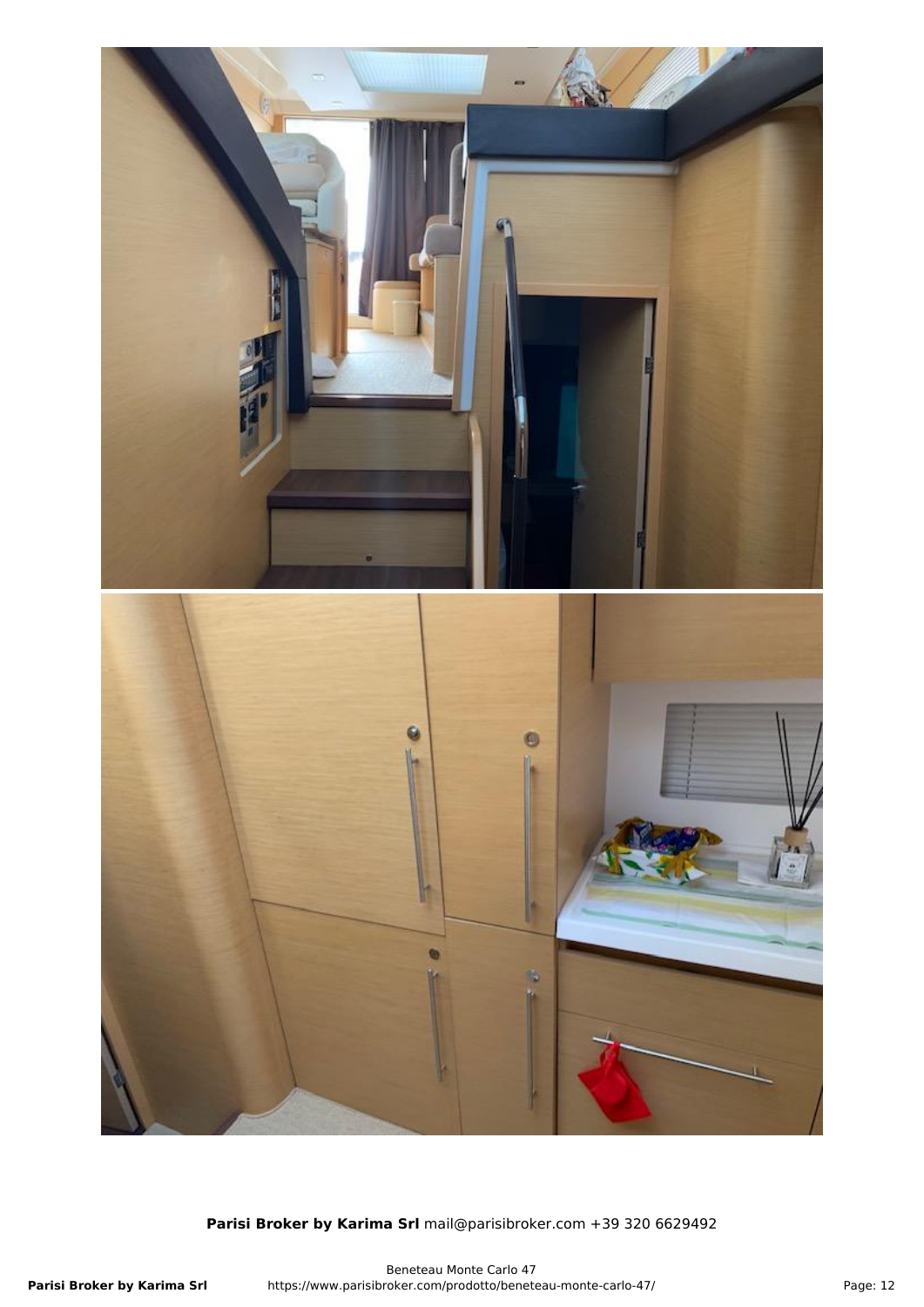**Parisi Broker by Karima Srl** mail@parisibroker.com +39 320 6629492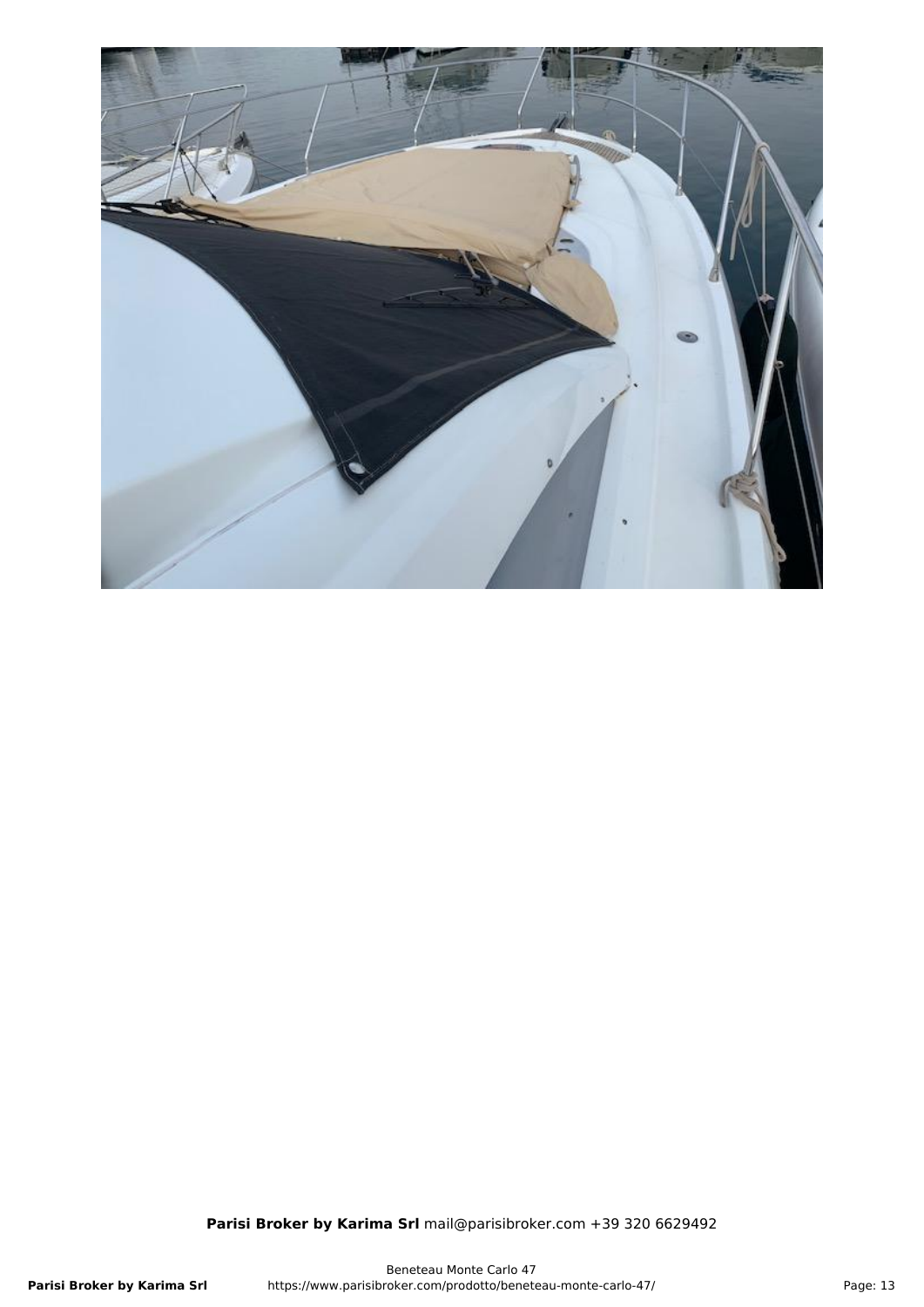**Parisi Broker by Karima Srl** mail@parisibroker.com +39 320 6629492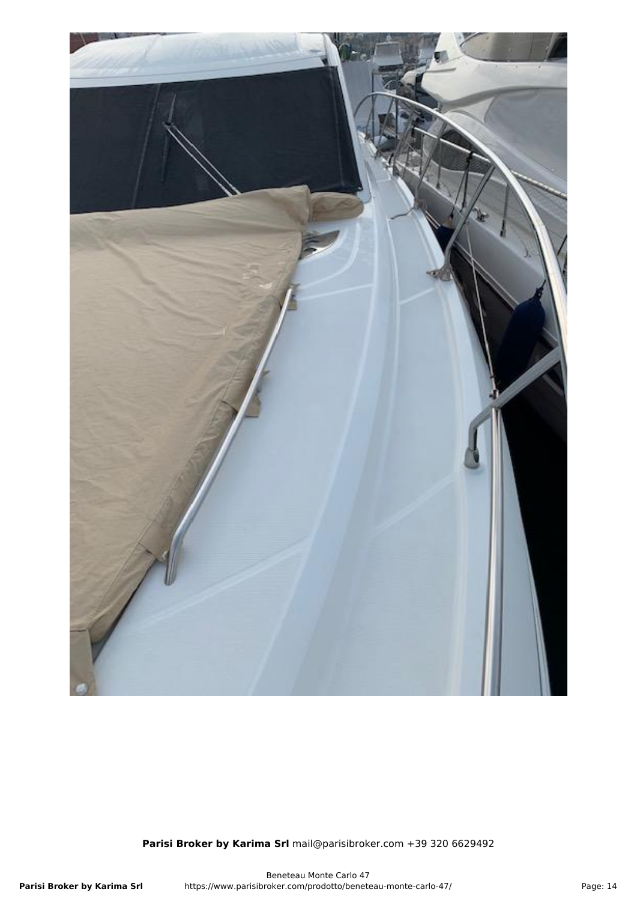**Parisi Broker by Karima Srl** mail@parisibroker.com +39 320 6629492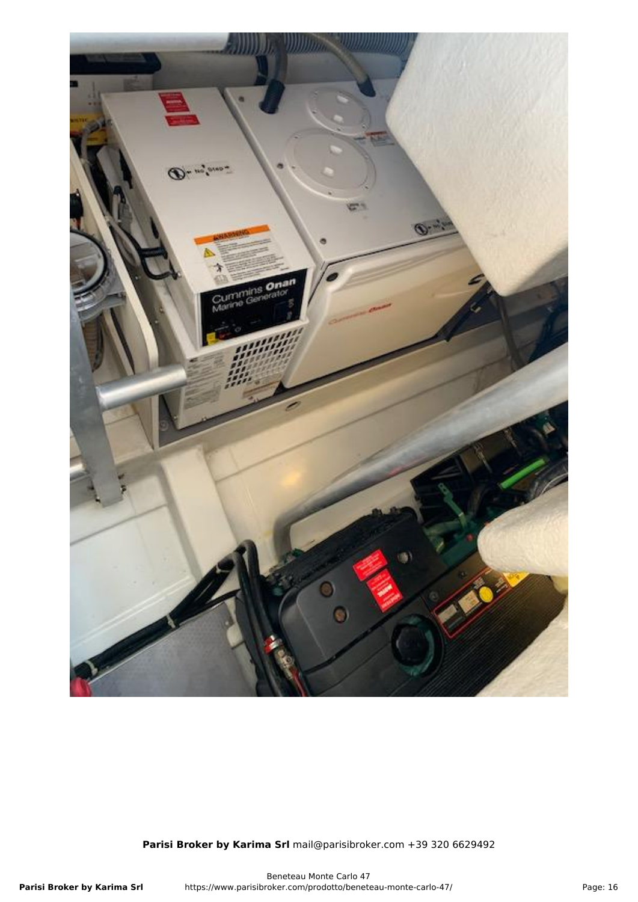**Parisi Broker by Karima Srl** mail@parisibroker.com +39 320 6629492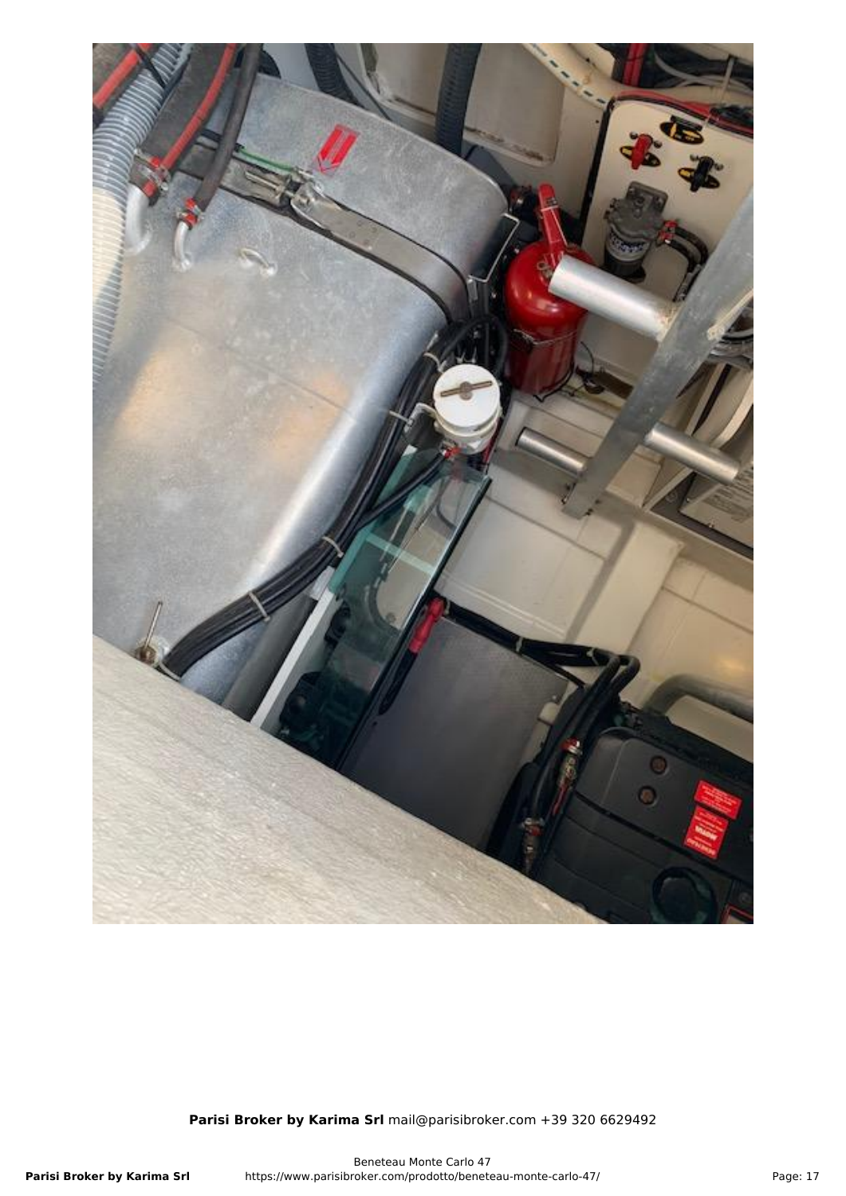**Parisi Broker by Karima Srl** mail@parisibroker.com +39 320 6629492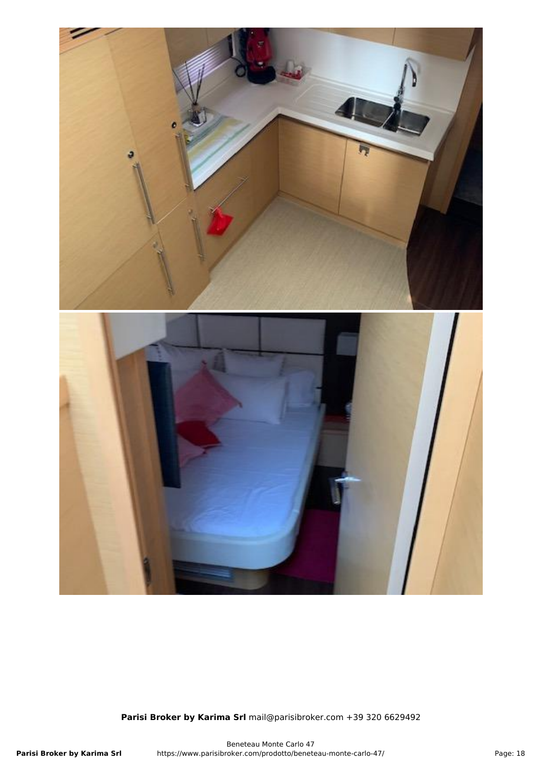**Parisi Broker by Karima Srl** mail@parisibroker.com +39 320 6629492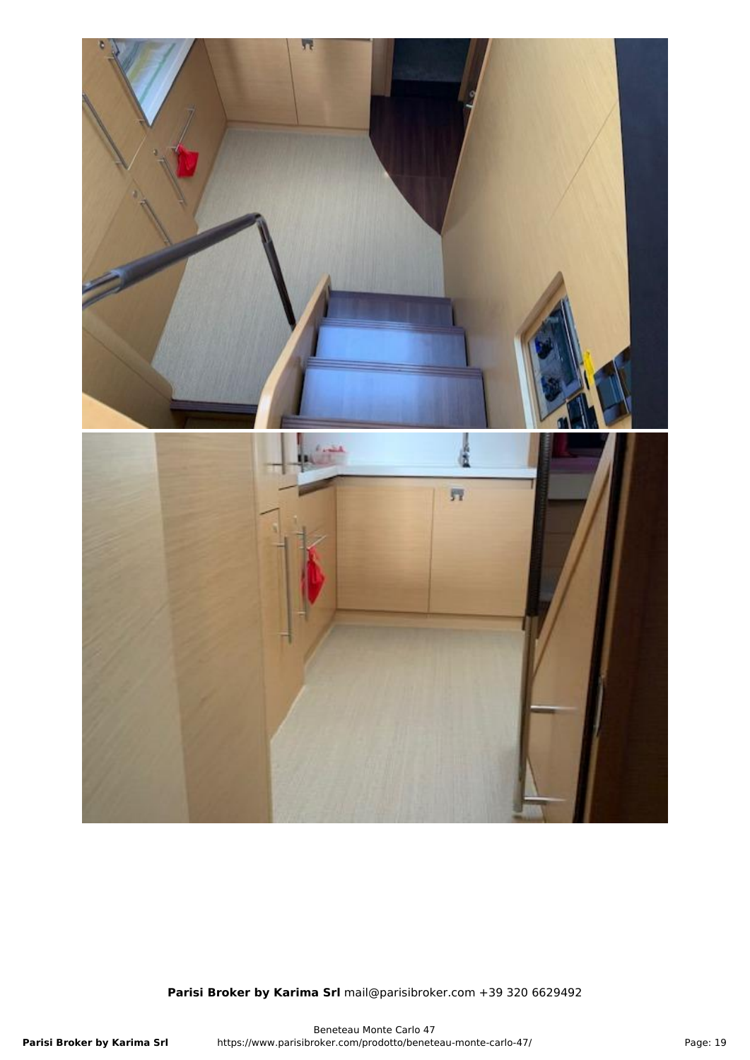**Parisi Broker by Karima Srl** mail@parisibroker.com +39 320 6629492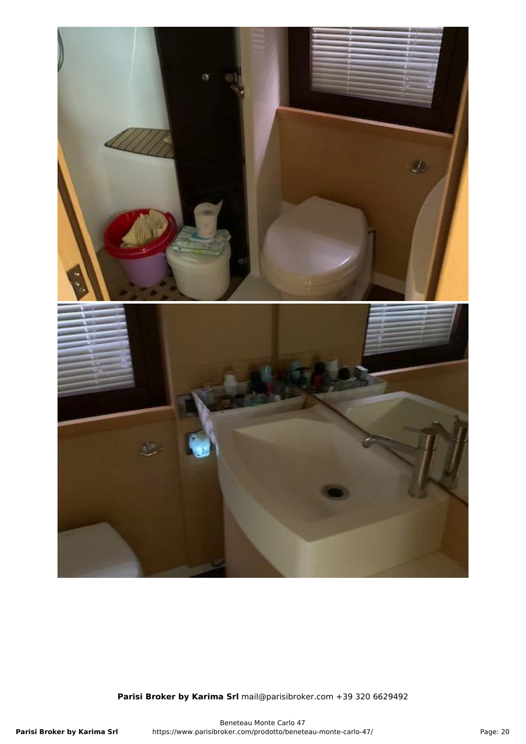**Parisi Broker by Karima Srl** mail@parisibroker.com +39 320 6629492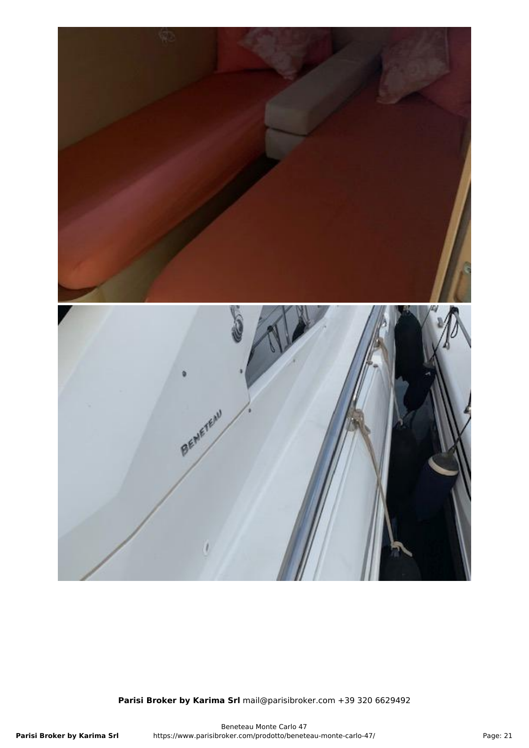**Parisi Broker by Karima Srl** mail@parisibroker.com +39 320 6629492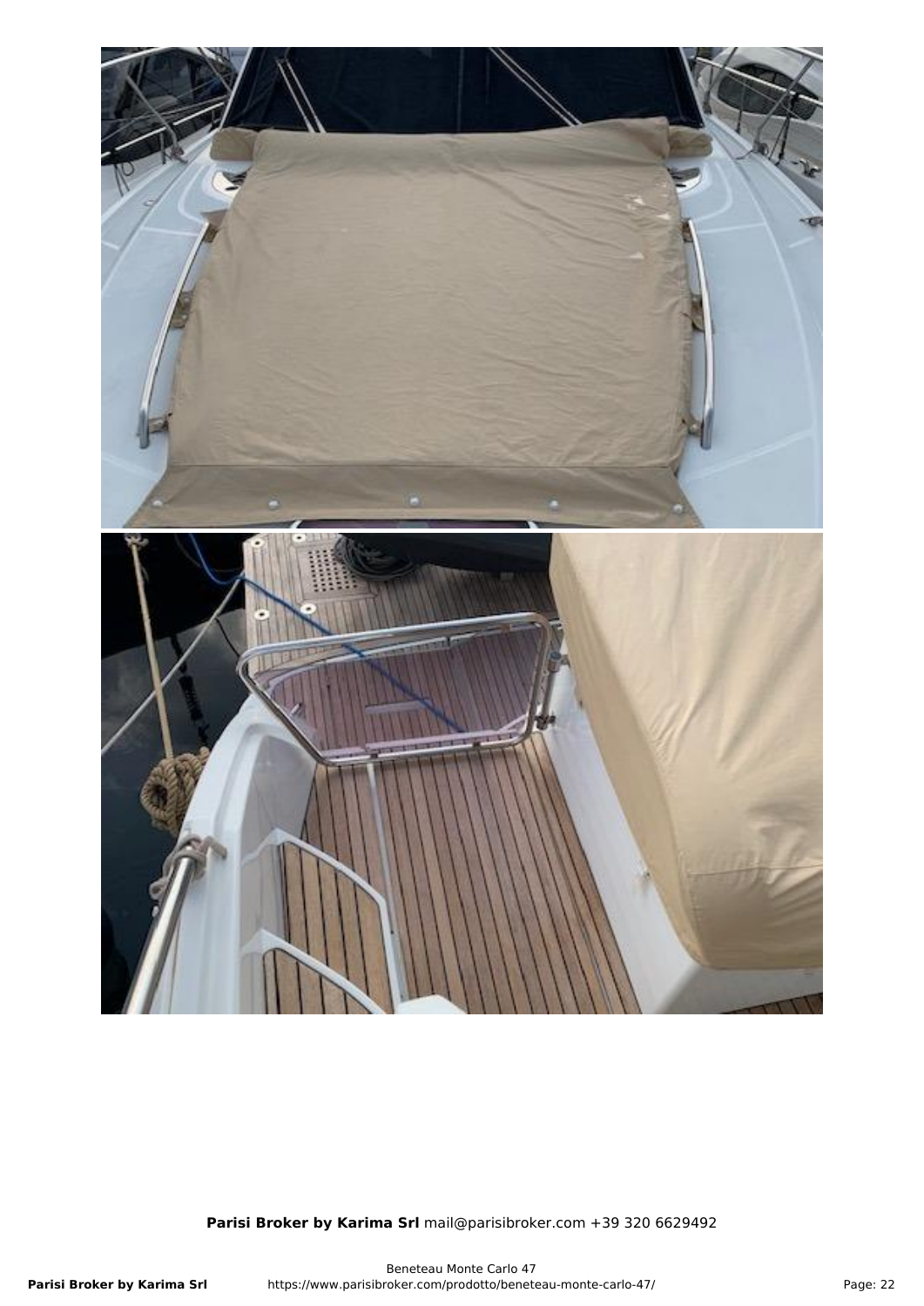**Parisi Broker by Karima Srl** mail@parisibroker.com +39 320 6629492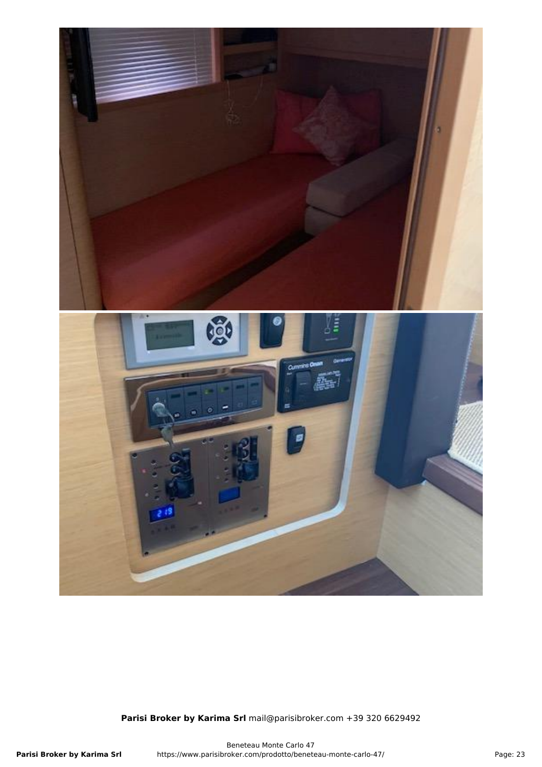**Parisi Broker by Karima Srl** mail@parisibroker.com +39 320 6629492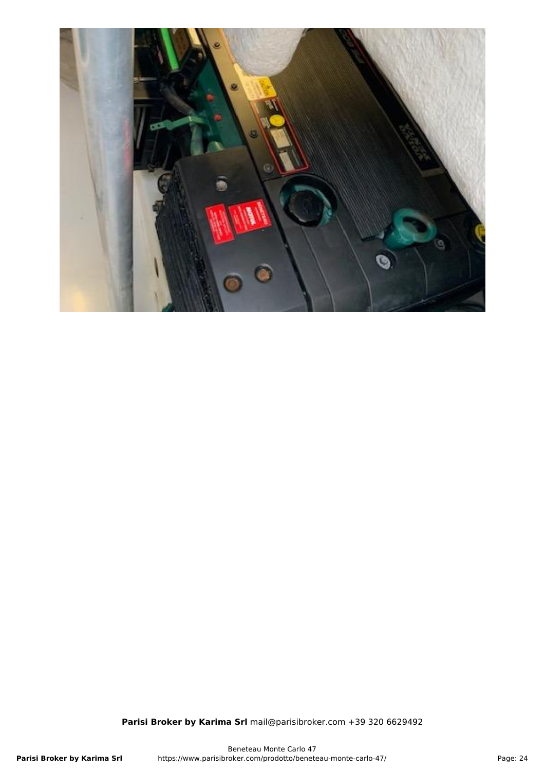**Parisi Broker by Karima Srl** mail@parisibroker.com +39 320 6629492